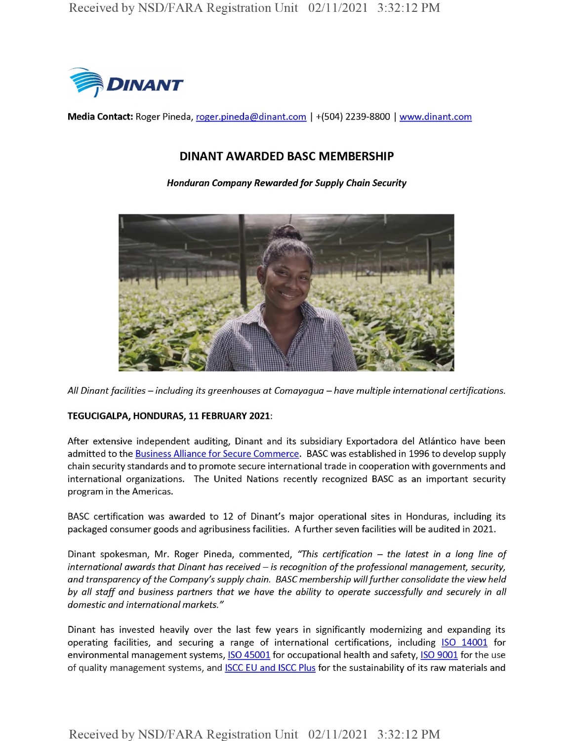**Media Contact:** Roger Pineda, roger.pineda@dinant.com | +(504) 2239-8800 | www.dinant.com

# DINANT AWARDED BASC MEMBERSHIP

***Honduran Company Rewarded for Supply Chain Security***

*All Dinant facilities – including its greenhouses at Comayagua – have multiple international certifications.*

**TEGUCIGALPA, HONDURAS, 11 FEBRUARY 2021**:

After extensive independent auditing, Dinant and its subsidiary Exportadora del Atlántico have been admitted to the Business Alliance for Secure Commerce. BASC was established in 1996 to develop supply chain security standards and to promote secure international trade in cooperation with governments and international organizations. The United Nations recently recognized BASC as an important security program in the Americas.

BASC certification was awarded to 12 of Dinant's major operational sites in Honduras, including its packaged consumer goods and agribusiness facilities. A further seven facilities will be audited in 2021.

Dinant spokesman, Mr. Roger Pineda, commented, *"This certification – the latest in a long line of international awards that Dinant has received – is recognition of the professional management, security, and transparency of the Company's supply chain. BASC membership will further consolidate the view held by all staff and business partners that we have the ability to operate successfully and securely in all domestic and international markets."*

Dinant has invested heavily over the last few years in significantly modernizing and expanding its operating facilities, and securing a range of international certifications, including ISO 14001 for environmental management systems, ISO 45001 for occupational health and safety, ISO 9001 for the use of quality management systems, and ISCC EU and ISCC Plus for the sustainability of its raw materials and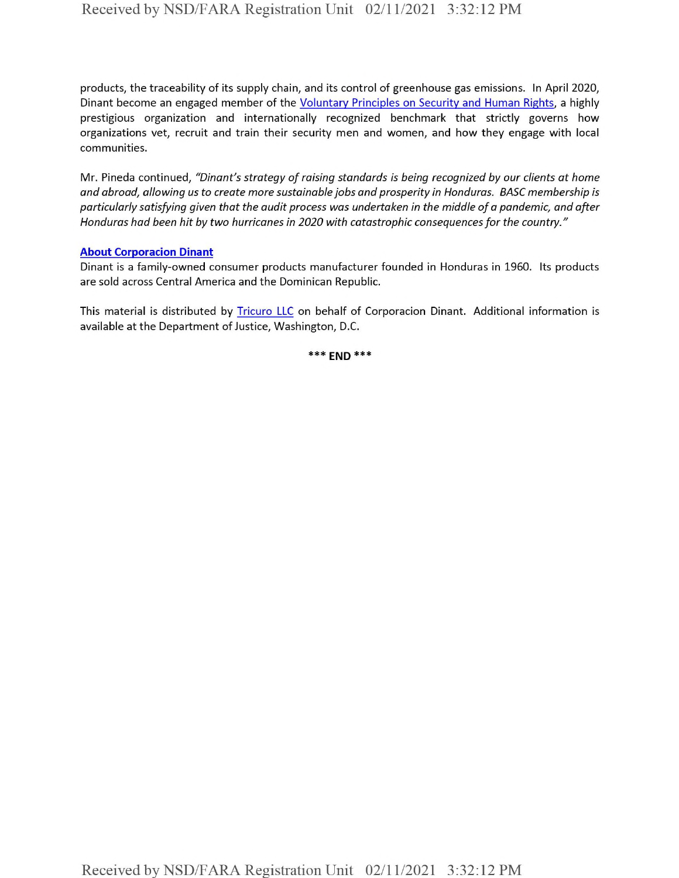products, the traceability of its supply chain, and its control of greenhouse gas emissions. In April 2020, Dinant become an engaged member of the Voluntary Principles on Security and Human Rights, a highly prestigious organization and internationally recognized benchmark that strictly governs how organizations vet, recruit and train their security men and women, and how they engage with local communities.

Mr. Pineda continued, *"Dinant's strategy of raising standards is being recognized by our clients at home and abroad, allowing us to create more sustainable jobs and prosperity in Honduras. BASC membership is particularly satisfying given that the audit process was undertaken in the middle of a pandemic, and after Honduras had been hit by two hurricanes in 2020 with catastrophic consequences for the country."*

**About Corporacion Dinant**

Dinant is a family-owned consumer products manufacturer founded in Honduras in 1960. Its products are sold across Central America and the Dominican Republic.

This material is distributed by Tricuro LLC on behalf of Corporacion Dinant. Additional information is available at the Department of Justice, Washington, D.C.

**\*\*\* END \*\*\***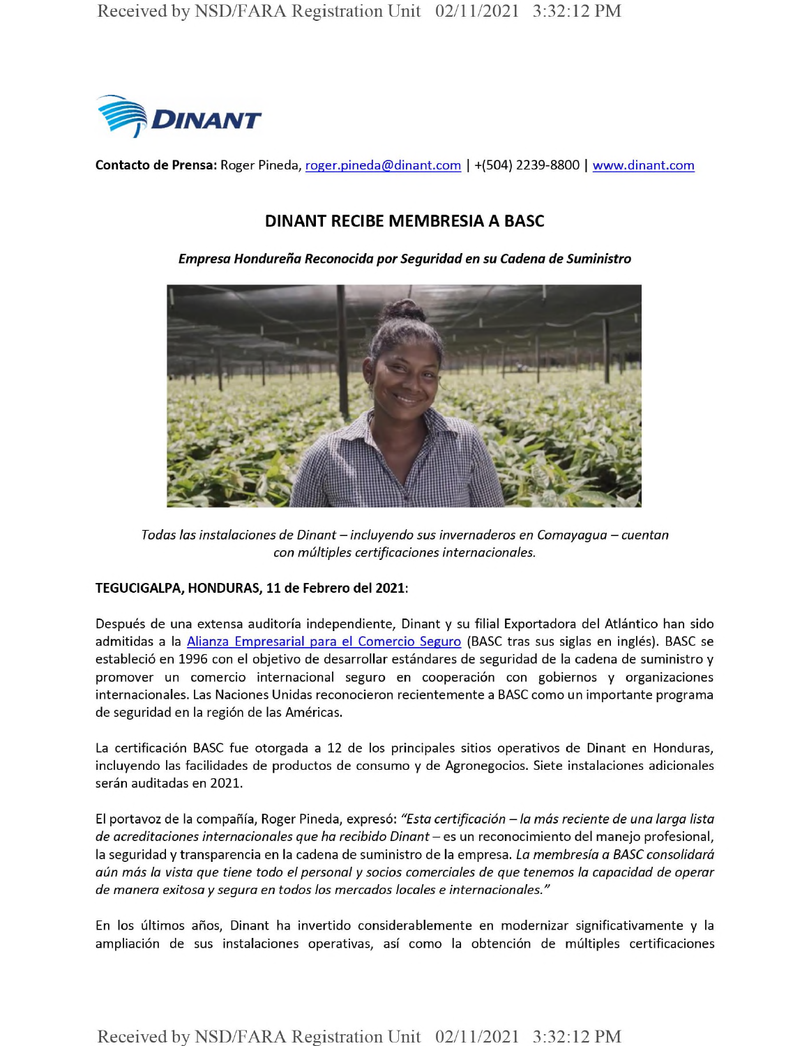**DINANT**

**Contacto de Prensa:** Roger Pineda, roger.pineda@dinant.com | +(504) 2239-8800 | www.dinant.com

## DINANT RECIBE MEMBRESIA A BASC

***Empresa Hondureña Reconocida por Seguridad en su Cadena de Suministro***

*Todas las instalaciones de Dinant – incluyendo sus invernaderos en Comayagua – cuentan con múltiples certificaciones internacionales.*

**TEGUCIGALPA, HONDURAS, 11 de Febrero del 2021**:

Después de una extensa auditoría independiente, Dinant y su filial Exportadora del Atlántico han sido admitidas a la Alianza Empresarial para el Comercio Seguro (BASC tras sus siglas en inglés). BASC se estableció en 1996 con el objetivo de desarrollar estándares de seguridad de la cadena de suministro y promover un comercio internacional seguro en cooperación con gobiernos y organizaciones internacionales. Las Naciones Unidas reconocieron recientemente a BASC como un importante programa de seguridad en la región de las Américas.

La certificación BASC fue otorgada a 12 de los principales sitios operativos de Dinant en Honduras, incluyendo las facilidades de productos de consumo y de Agronegocios. Siete instalaciones adicionales serán auditadas en 2021.

El portavoz de la compañía, Roger Pineda, expresó: *"Esta certificación – la más reciente de una larga lista de acreditaciones internacionales que ha recibido Dinant* – es un reconocimiento del manejo profesional, la seguridad y transparencia en la cadena de suministro de la empresa. *La membresía a BASC consolidará aún más la vista que tiene todo el personal y socios comerciales de que tenemos la capacidad de operar de manera exitosa y segura en todos los mercados locales e internacionales."*

En los últimos años, Dinant ha invertido considerablemente en modernizar significativamente y la ampliación de sus instalaciones operativas, así como la obtención de múltiples certificaciones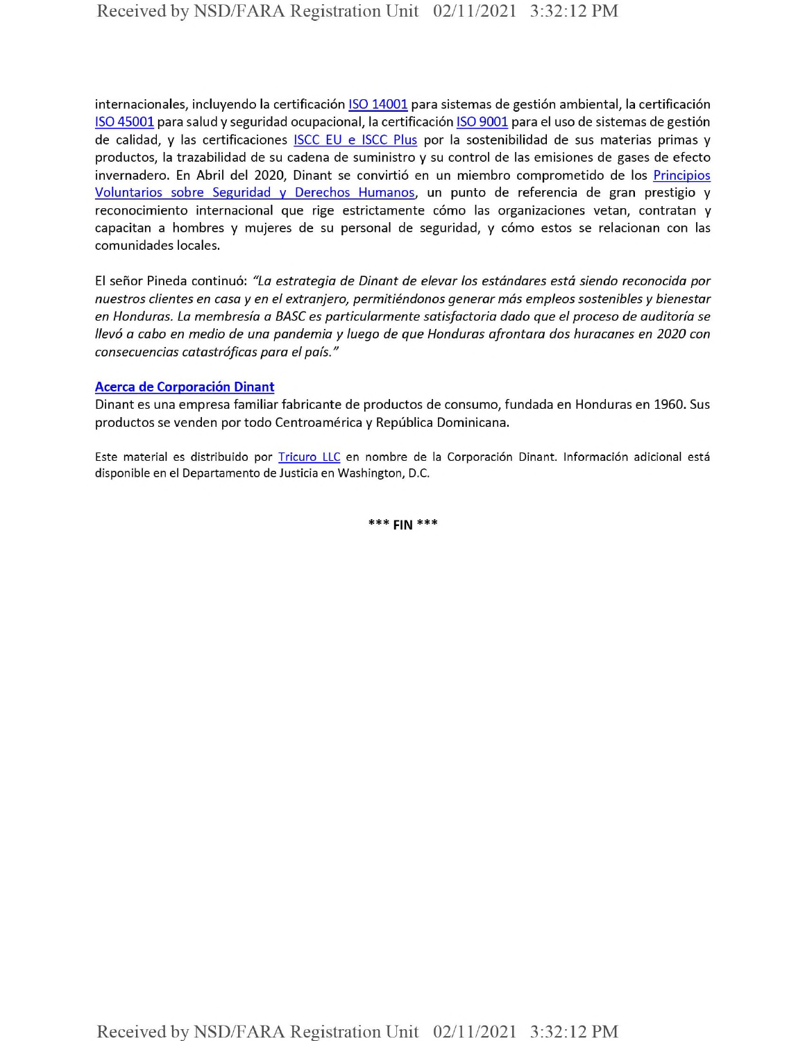internacionales, incluyendo la certificación ISO 14001 para sistemas de gestión ambiental, la certificación ISO 45001 para salud y seguridad ocupacional, la certificación ISO 9001 para el uso de sistemas de gestión de calidad, y las certificaciones ISCC EU e ISCC Plus por la sostenibilidad de sus materias primas y productos, la trazabilidad de su cadena de suministro y su control de las emisiones de gases de efecto invernadero. En Abril del 2020, Dinant se convirtió en un miembro comprometido de los Principios Voluntarios sobre Seguridad y Derechos Humanos, un punto de referencia de gran prestigio y reconocimiento internacional que rige estrictamente cómo las organizaciones vetan, contratan y capacitan a hombres y mujeres de su personal de seguridad, y cómo estos se relacionan con las comunidades locales.

El señor Pineda continuó: *"La estrategia de Dinant de elevar los estándares está siendo reconocida por nuestros clientes en casa y en el extranjero, permitiéndonos generar más empleos sostenibles y bienestar en Honduras. La membresía a BASC es particularmente satisfactoria dado que el proceso de auditoría se llevó a cabo en medio de una pandemia y luego de que Honduras afrontara dos huracanes en 2020 con consecuencias catastróficas para el país."*

**Acerca de Corporación Dinant**

Dinant es una empresa familiar fabricante de productos de consumo, fundada en Honduras en 1960. Sus productos se venden por todo Centroamérica y República Dominicana.

Este material es distribuido por Tricuro LLC en nombre de la Corporación Dinant. Información adicional está disponible en el Departamento de Justicia en Washington, D.C.

**\*\*\* FIN \*\*\***